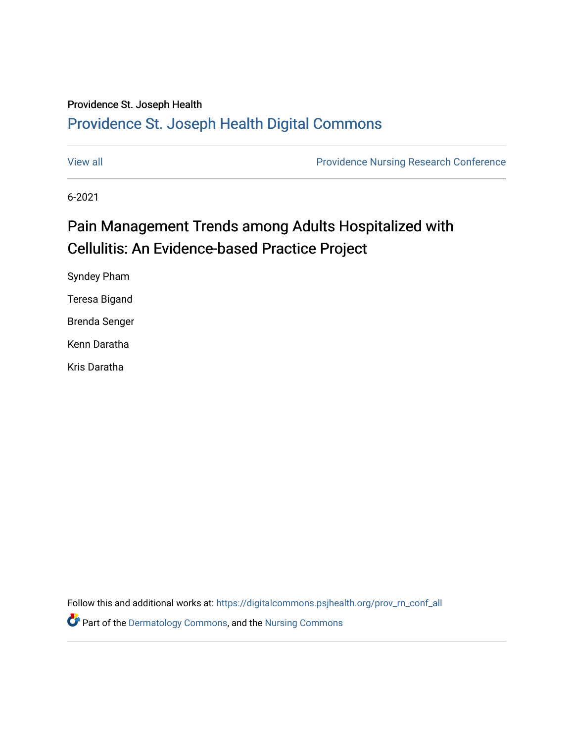Providence St. Joseph Health

# Providence St. Joseph Health Digital Commons

View all | Providence Nursing Research Conference

6-2021

## Pain Management Trends among Adults Hospitalized with Cellulitis: An Evidence-based Practice Project

Syndey Pham

Teresa Bigand

Brenda Senger

Kenn Daratha

Kris Daratha

Follow this and additional works at: https://digitalcommons.psjhealth.org/prov_rn_conf_all

Part of the Dermatology Commons, and the Nursing Commons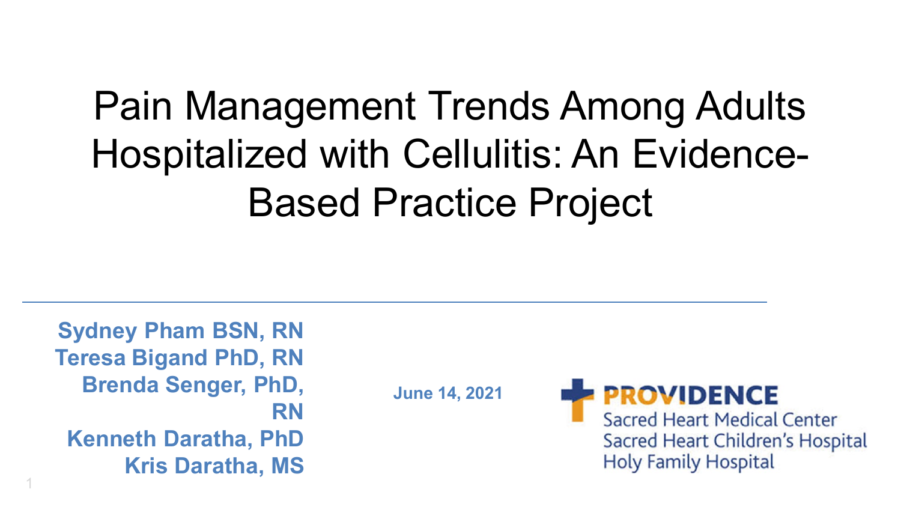# Pain Management Trends Among Adults Hospitalized with Cellulitis: An Evidence-Based Practice Project

**Sydney Pham BSN, RN**
**Teresa Bigand PhD, RN**
**Brenda Senger, PhD, RN**
**Kenneth Daratha, PhD**
**Kris Daratha, MS**

**June 14, 2021**

**PROVIDENCE**
Sacred Heart Medical Center
Sacred Heart Children's Hospital
Holy Family Hospital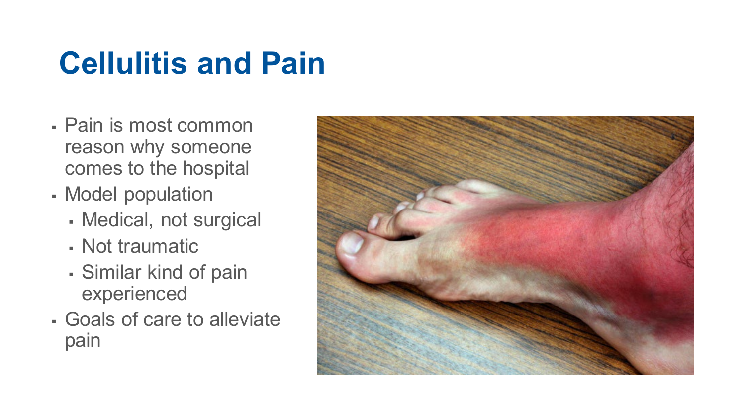# Cellulitis and Pain

- Pain is most common reason why someone comes to the hospital
- Model population
  - Medical, not surgical
  - Not traumatic
  - Similar kind of pain experienced
- Goals of care to alleviate pain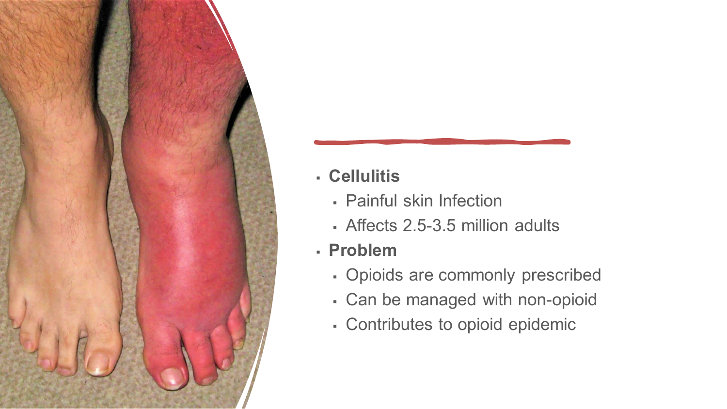- **Cellulitis**
  - Painful skin Infection
  - Affects 2.5-3.5 million adults
- **Problem**
  - Opioids are commonly prescribed
  - Can be managed with non-opioid
  - Contributes to opioid epidemic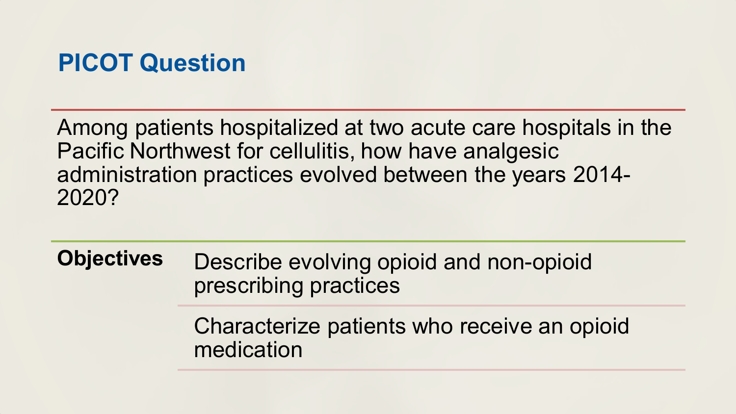## PICOT Question

Among patients hospitalized at two acute care hospitals in the Pacific Northwest for cellulitis, how have analgesic administration practices evolved between the years 2014-2020?

**Objectives**

- Describe evolving opioid and non-opioid prescribing practices
- Characterize patients who receive an opioid medication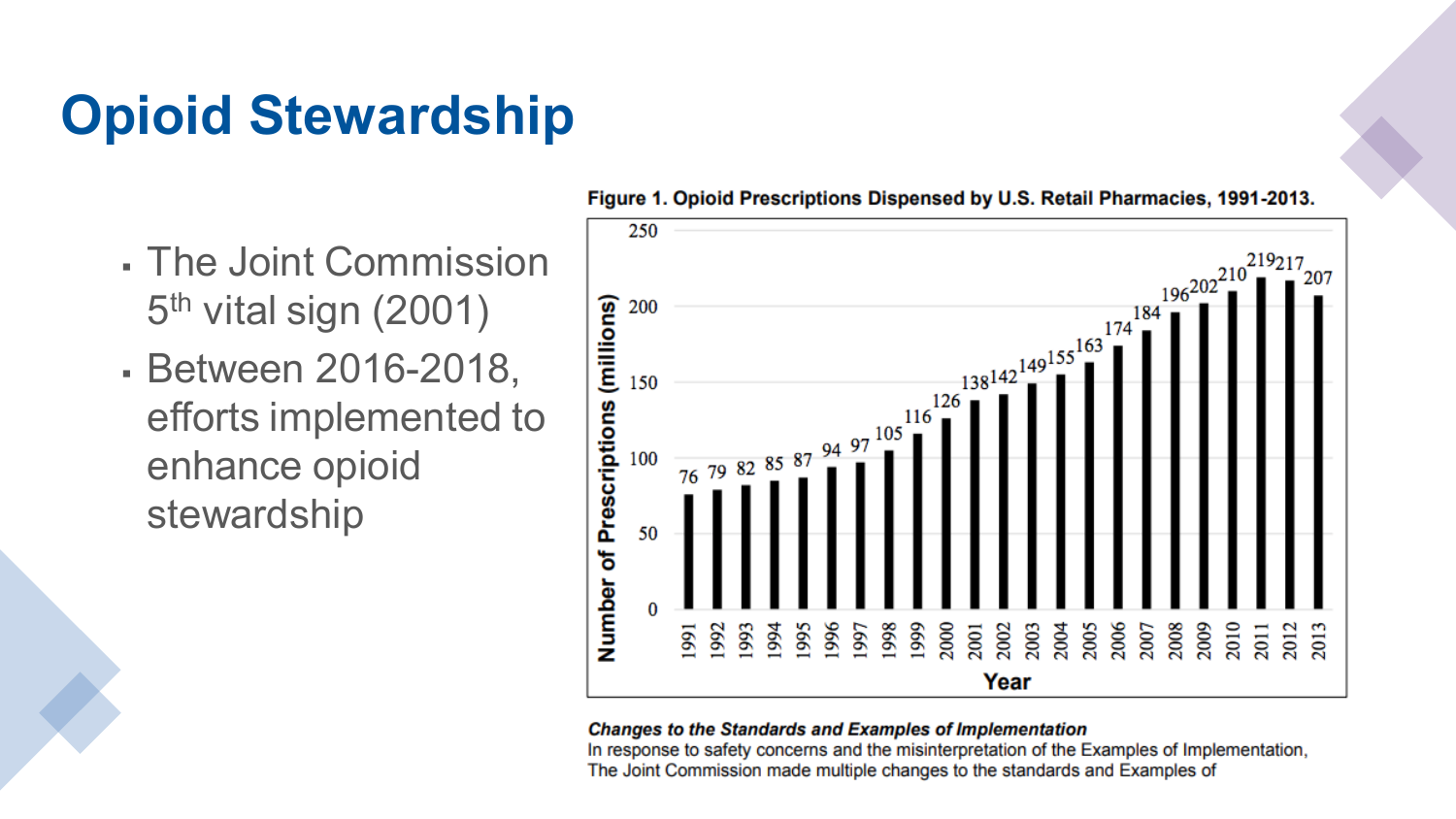# Opioid Stewardship

- The Joint Commission 5th vital sign (2001)
- Between 2016-2018, efforts implemented to enhance opioid stewardship

**Figure 1. Opioid Prescriptions Dispensed by U.S. Retail Pharmacies, 1991-2013.**

| Year | Number of Prescriptions (millions) |
|---|---|
| 1991 | 76 |
| 1992 | 79 |
| 1993 | 82 |
| 1994 | 85 |
| 1995 | 87 |
| 1996 | 94 |
| 1997 | 97 |
| 1998 | 105 |
| 1999 | 116 |
| 2000 | 126 |
| 2001 | 138 |
| 2002 | 142 |
| 2003 | 149 |
| 2004 | 155 |
| 2005 | 163 |
| 2006 | 174 |
| 2007 | 184 |
| 2008 | 196 |
| 2009 | 202 |
| 2010 | 210 |
| 2011 | 219 |
| 2012 | 217 |
| 2013 | 207 |

***Changes to the Standards and Examples of Implementation***

In response to safety concerns and the misinterpretation of the Examples of Implementation, The Joint Commission made multiple changes to the standards and Examples of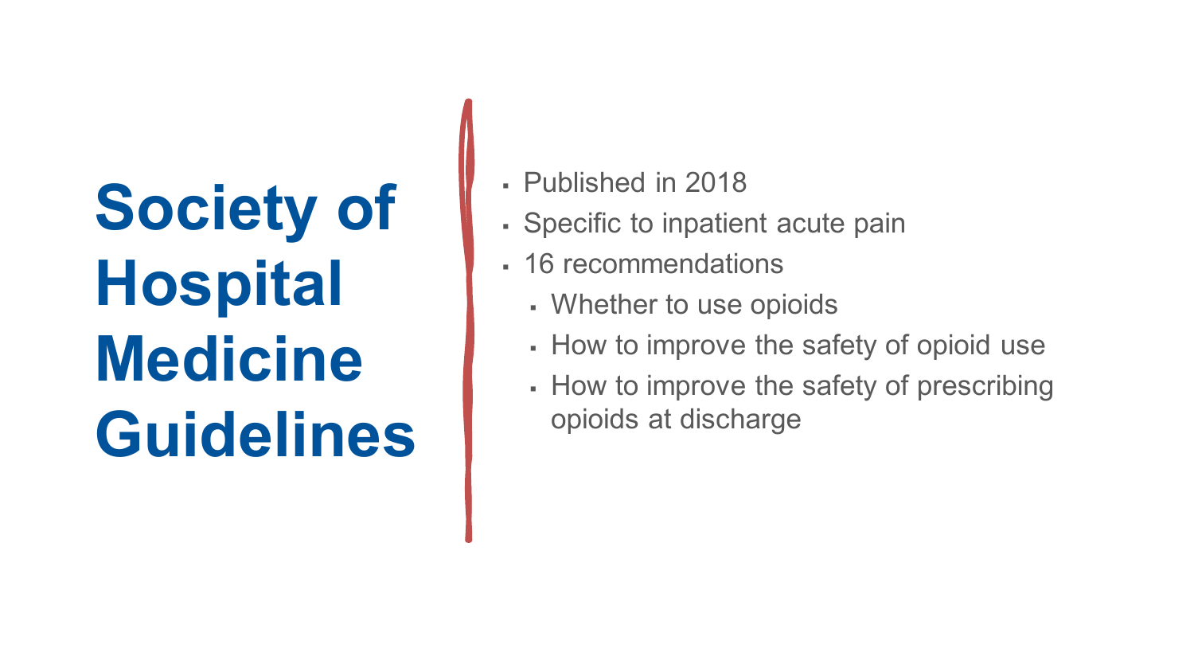# Society of Hospital Medicine Guidelines

- Published in 2018
- Specific to inpatient acute pain
- 16 recommendations
  - Whether to use opioids
  - How to improve the safety of opioid use
  - How to improve the safety of prescribing opioids at discharge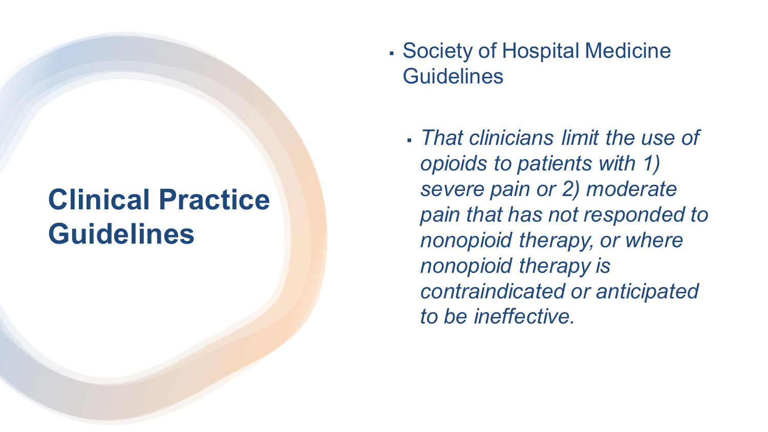# Clinical Practice Guidelines

- Society of Hospital Medicine Guidelines
  - *That clinicians limit the use of opioids to patients with 1) severe pain or 2) moderate pain that has not responded to nonopioid therapy, or where nonopioid therapy is contraindicated or anticipated to be ineffective.*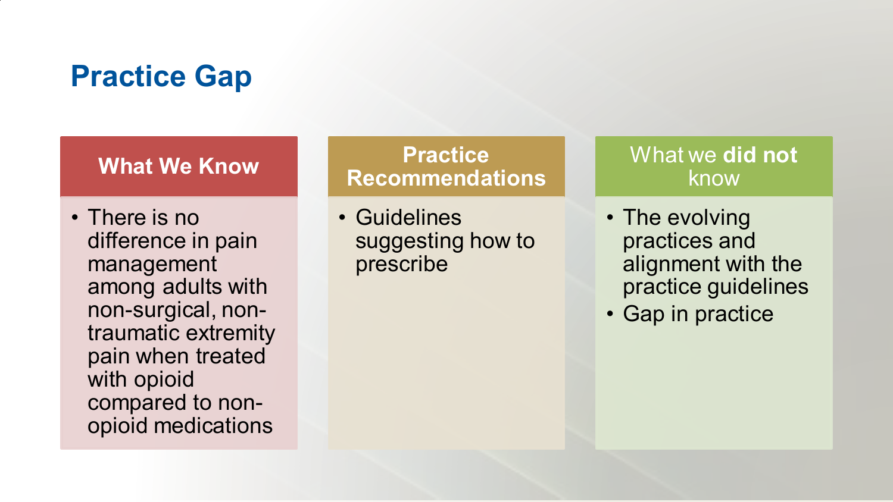# Practice Gap

## What We Know

- There is no difference in pain management among adults with non-surgical, non-traumatic extremity pain when treated with opioid compared to non-opioid medications

## Practice Recommendations

- Guidelines suggesting how to prescribe

## What we **did not** know

- The evolving practices and alignment with the practice guidelines
- Gap in practice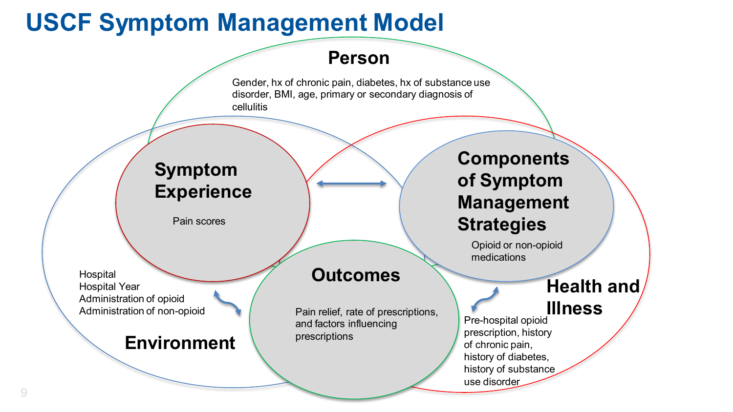# USCF Symptom Management Model

## Person

Gender, hx of chronic pain, diabetes, hx of substance use disorder, BMI, age, primary or secondary diagnosis of cellulitis

### Symptom Experience

Pain scores

### Components of Symptom Management Strategies

Opioid or non-opioid medications

### Outcomes

Pain relief, rate of prescriptions, and factors influencing prescriptions

## Environment

Hospital
Hospital Year
Administration of opioid
Administration of non-opioid

## Health and Illness

Pre-hospital opioid prescription, history of chronic pain, history of diabetes, history of substance use disorder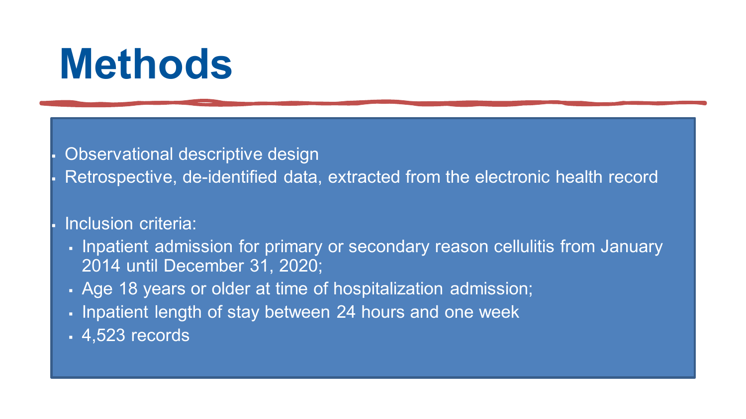# Methods

- Observational descriptive design
- Retrospective, de-identified data, extracted from the electronic health record

- Inclusion criteria:
  - Inpatient admission for primary or secondary reason cellulitis from January 2014 until December 31, 2020;
  - Age 18 years or older at time of hospitalization admission;
  - Inpatient length of stay between 24 hours and one week
  - 4,523 records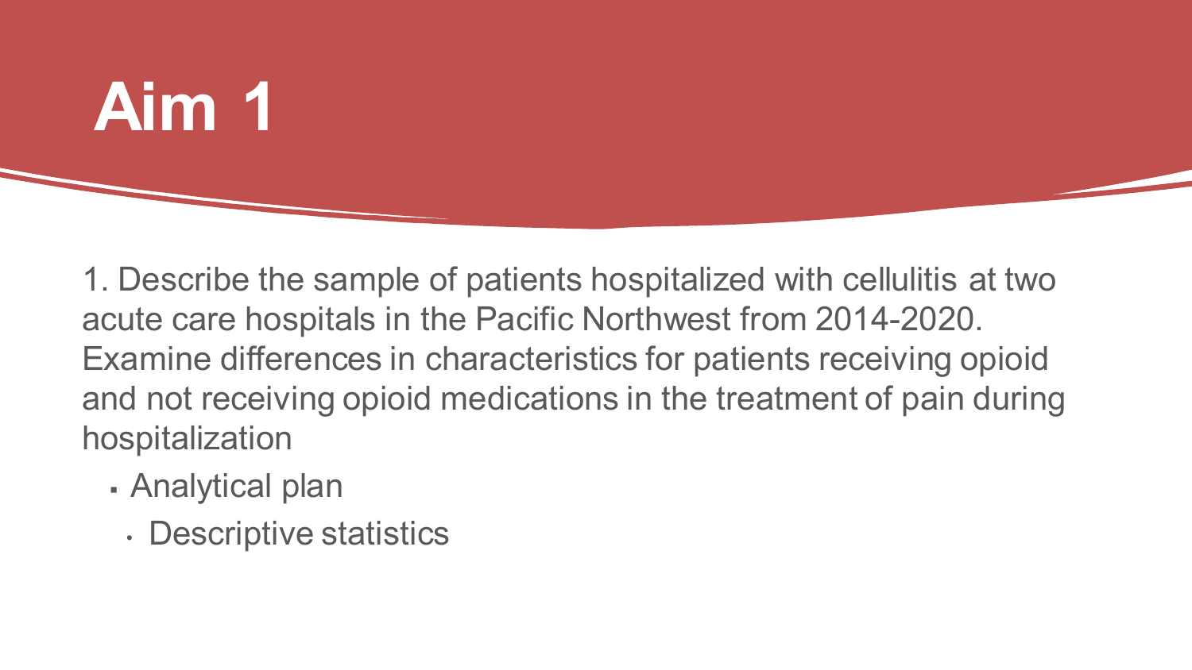# Aim 1

1. Describe the sample of patients hospitalized with cellulitis at two acute care hospitals in the Pacific Northwest from 2014-2020. Examine differences in characteristics for patients receiving opioid and not receiving opioid medications in the treatment of pain during hospitalization

- Analytical plan
  - Descriptive statistics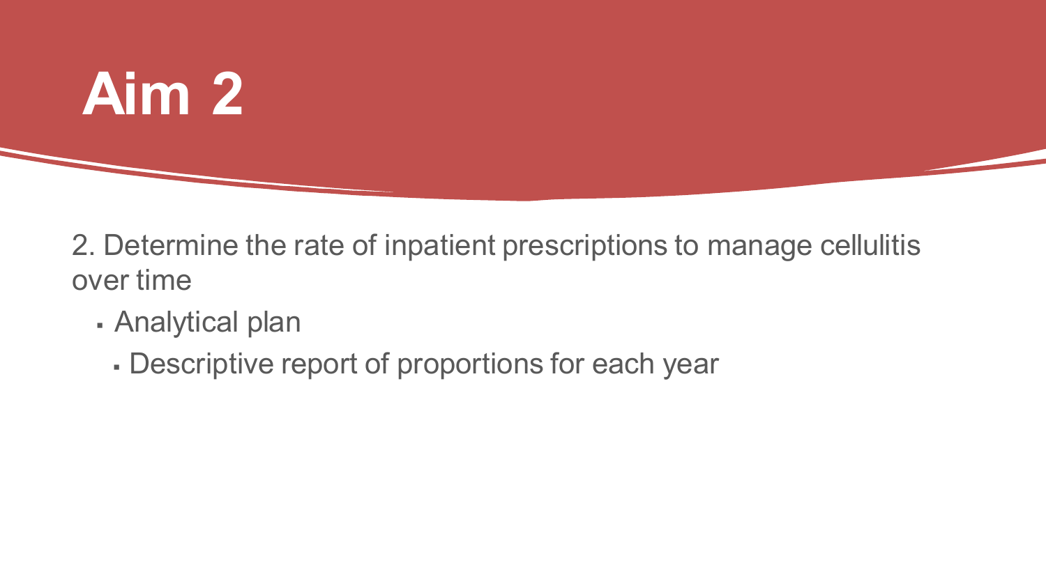# Aim 2

2. Determine the rate of inpatient prescriptions to manage cellulitis over time

- Analytical plan
  - Descriptive report of proportions for each year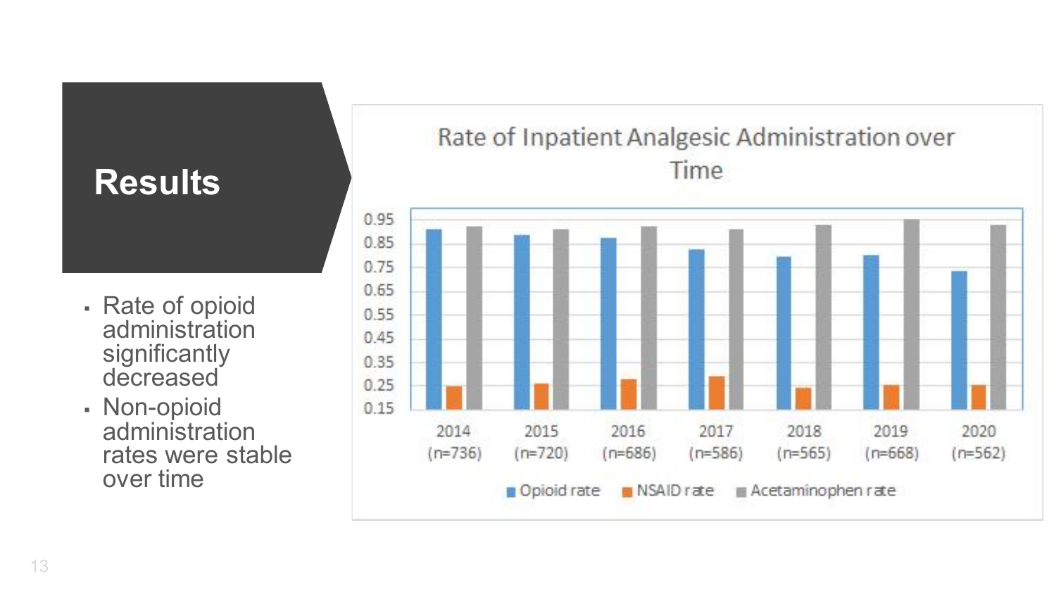# Results

- Rate of opioid administration significantly decreased
- Non-opioid administration rates were stable over time

Rate of Inpatient Analgesic Administration over Time

2014 (n=736), 2015 (n=720), 2016 (n=686), 2017 (n=586), 2018 (n=565), 2019 (n=668), 2020 (n=562)

Opioid rate, NSAID rate, Acetaminophen rate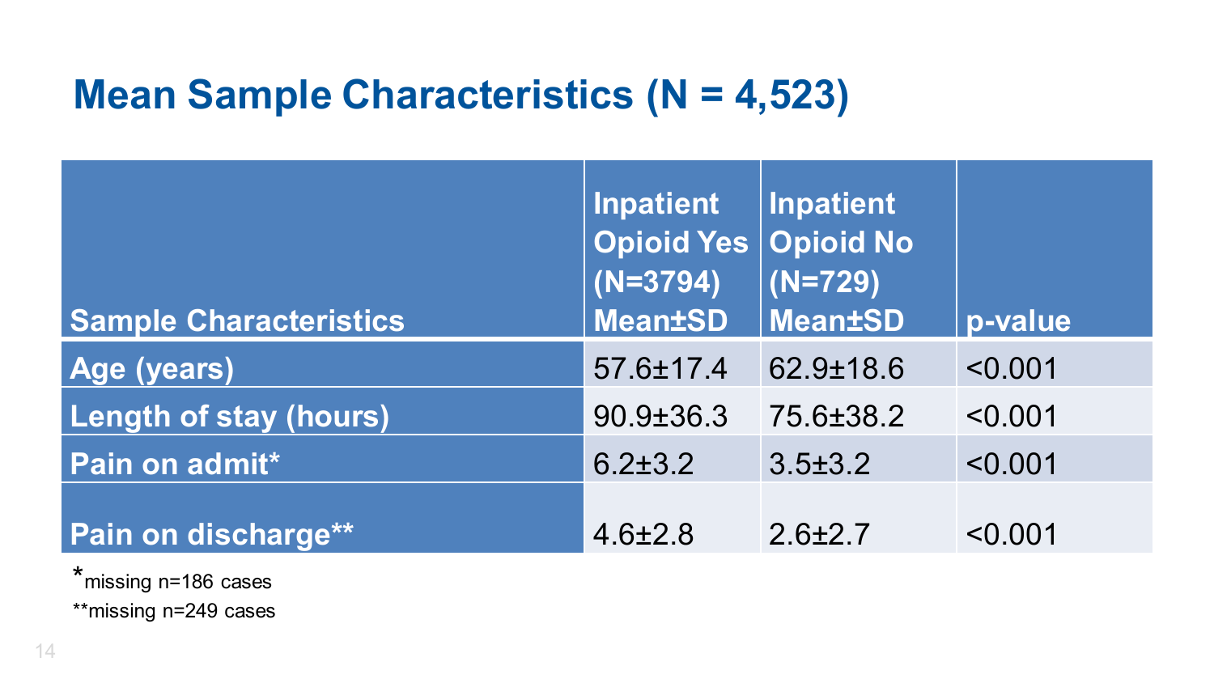# Mean Sample Characteristics (N = 4,523)

| Sample Characteristics | Inpatient Opioid Yes (N=3794) Mean±SD | Inpatient Opioid No (N=729) Mean±SD | p-value |
|---|---|---|---|
| Age (years) | 57.6±17.4 | 62.9±18.6 | <0.001 |
| Length of stay (hours) | 90.9±36.3 | 75.6±38.2 | <0.001 |
| Pain on admit* | 6.2±3.2 | 3.5±3.2 | <0.001 |
| Pain on discharge** | 4.6±2.8 | 2.6±2.7 | <0.001 |

*missing n=186 cases

**missing n=249 cases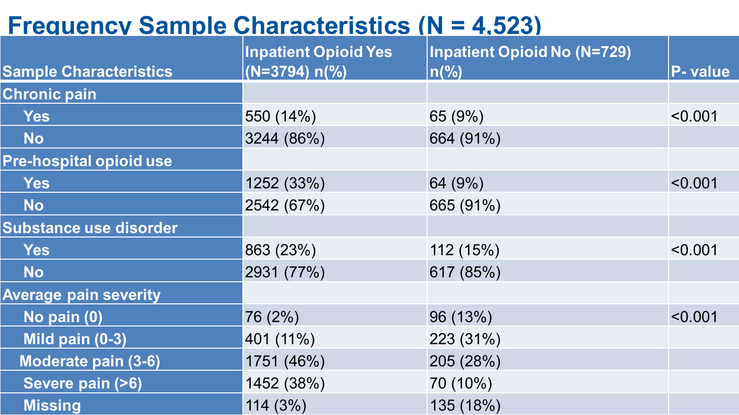# Frequency Sample Characteristics (N = 4,523)

| Sample Characteristics | Inpatient Opioid Yes (N=3794) n(%) | Inpatient Opioid No (N=729) n(%) | P- value |
|---|---|---|---|
| Chronic pain | | | |
| Yes | 550 (14%) | 65 (9%) | <0.001 |
| No | 3244 (86%) | 664 (91%) | |
| Pre-hospital opioid use | | | |
| Yes | 1252 (33%) | 64 (9%) | <0.001 |
| No | 2542 (67%) | 665 (91%) | |
| Substance use disorder | | | |
| Yes | 863 (23%) | 112 (15%) | <0.001 |
| No | 2931 (77%) | 617 (85%) | |
| Average pain severity | | | |
| No pain (0) | 76 (2%) | 96 (13%) | <0.001 |
| Mild pain (0-3) | 401 (11%) | 223 (31%) | |
| Moderate pain (3-6) | 1751 (46%) | 205 (28%) | |
| Severe pain (>6) | 1452 (38%) | 70 (10%) | |
| Missing | 114 (3%) | 135 (18%) | |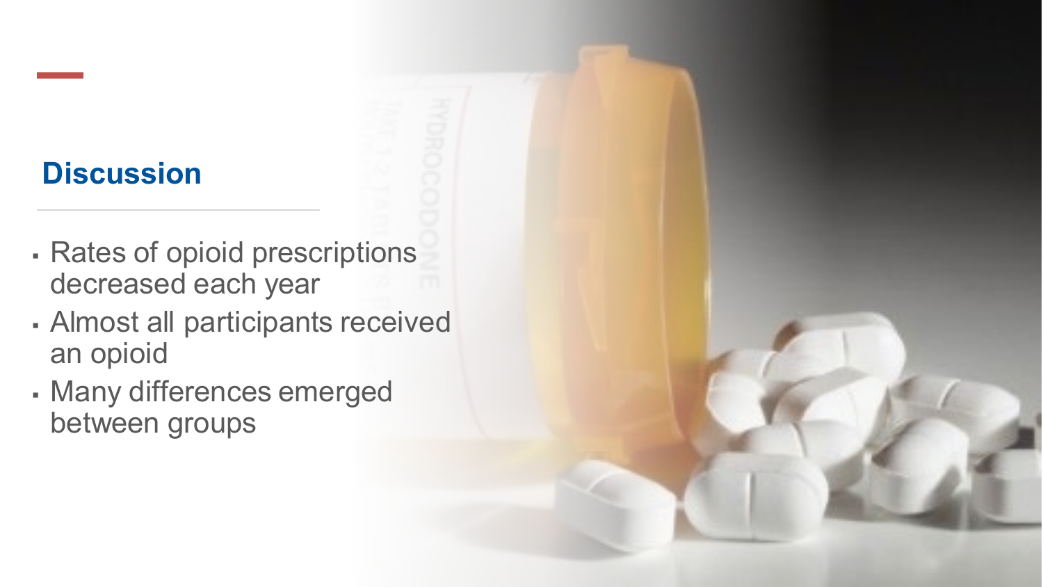## Discussion

- Rates of opioid prescriptions decreased each year
- Almost all participants received an opioid
- Many differences emerged between groups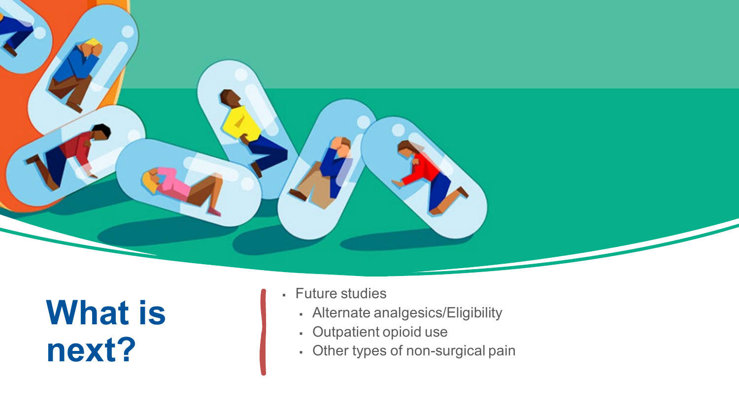# What is next?

- Future studies
  - Alternate analgesics/Eligibility
  - Outpatient opioid use
  - Other types of non-surgical pain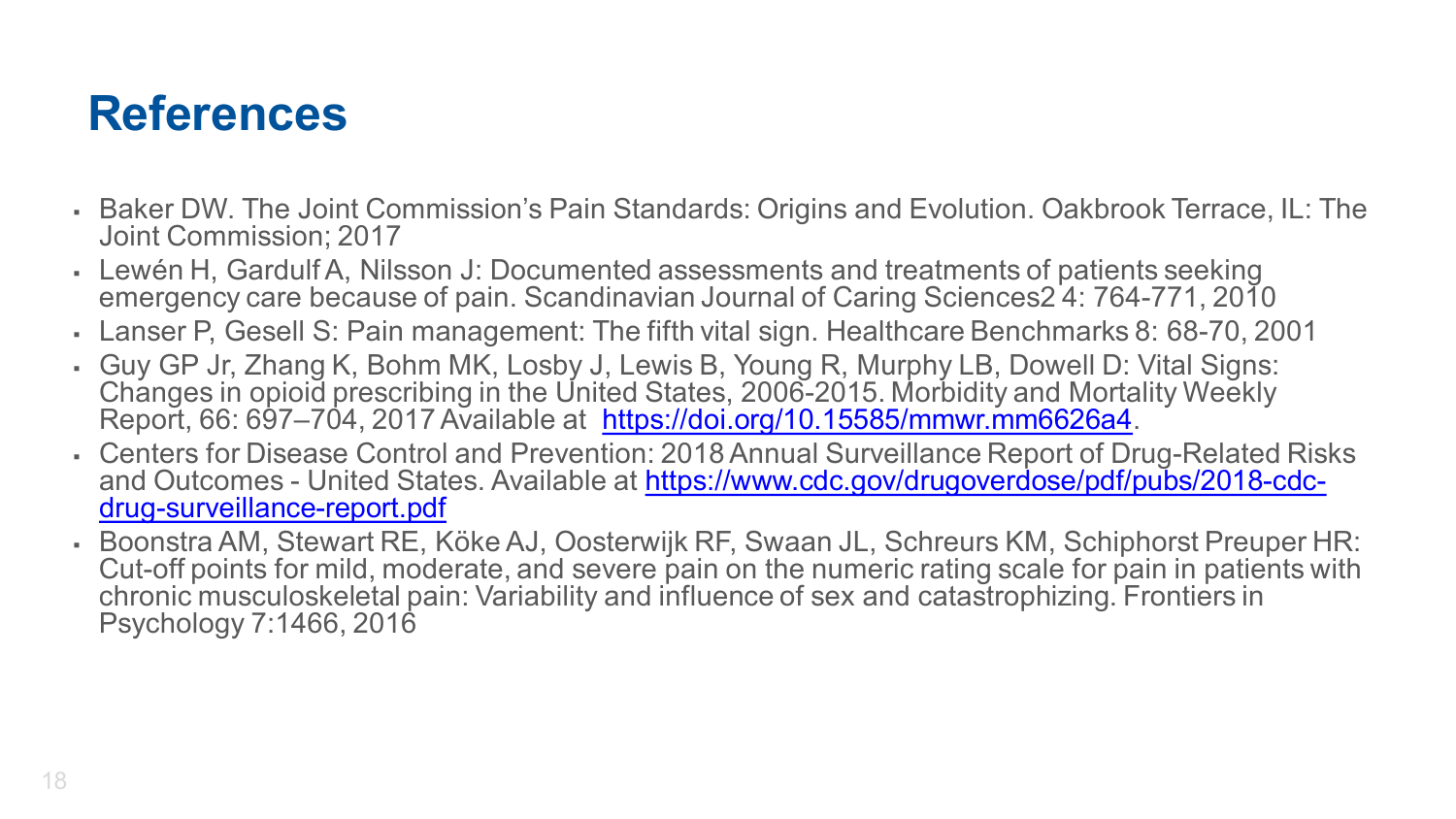# References

- Baker DW. The Joint Commission's Pain Standards: Origins and Evolution. Oakbrook Terrace, IL: The Joint Commission; 2017
- Lewén H, Gardulf A, Nilsson J: Documented assessments and treatments of patients seeking emergency care because of pain. Scandinavian Journal of Caring Sciences2 4: 764-771, 2010
- Lanser P, Gesell S: Pain management: The fifth vital sign. Healthcare Benchmarks 8: 68-70, 2001
- Guy GP Jr, Zhang K, Bohm MK, Losby J, Lewis B, Young R, Murphy LB, Dowell D: Vital Signs: Changes in opioid prescribing in the United States, 2006-2015. Morbidity and Mortality Weekly Report, 66: 697–704, 2017 Available at [https://doi.org/10.15585/mmwr.mm6626a4](https://doi.org/10.15585/mmwr.mm6626a4).
- Centers for Disease Control and Prevention: 2018 Annual Surveillance Report of Drug-Related Risks and Outcomes - United States. Available at [https://www.cdc.gov/drugoverdose/pdf/pubs/2018-cdc-drug-surveillance-report.pdf](https://www.cdc.gov/drugoverdose/pdf/pubs/2018-cdc-drug-surveillance-report.pdf)
- Boonstra AM, Stewart RE, Köke AJ, Oosterwijk RF, Swaan JL, Schreurs KM, Schiphorst Preuper HR: Cut-off points for mild, moderate, and severe pain on the numeric rating scale for pain in patients with chronic musculoskeletal pain: Variability and influence of sex and catastrophizing. Frontiers in Psychology 7:1466, 2016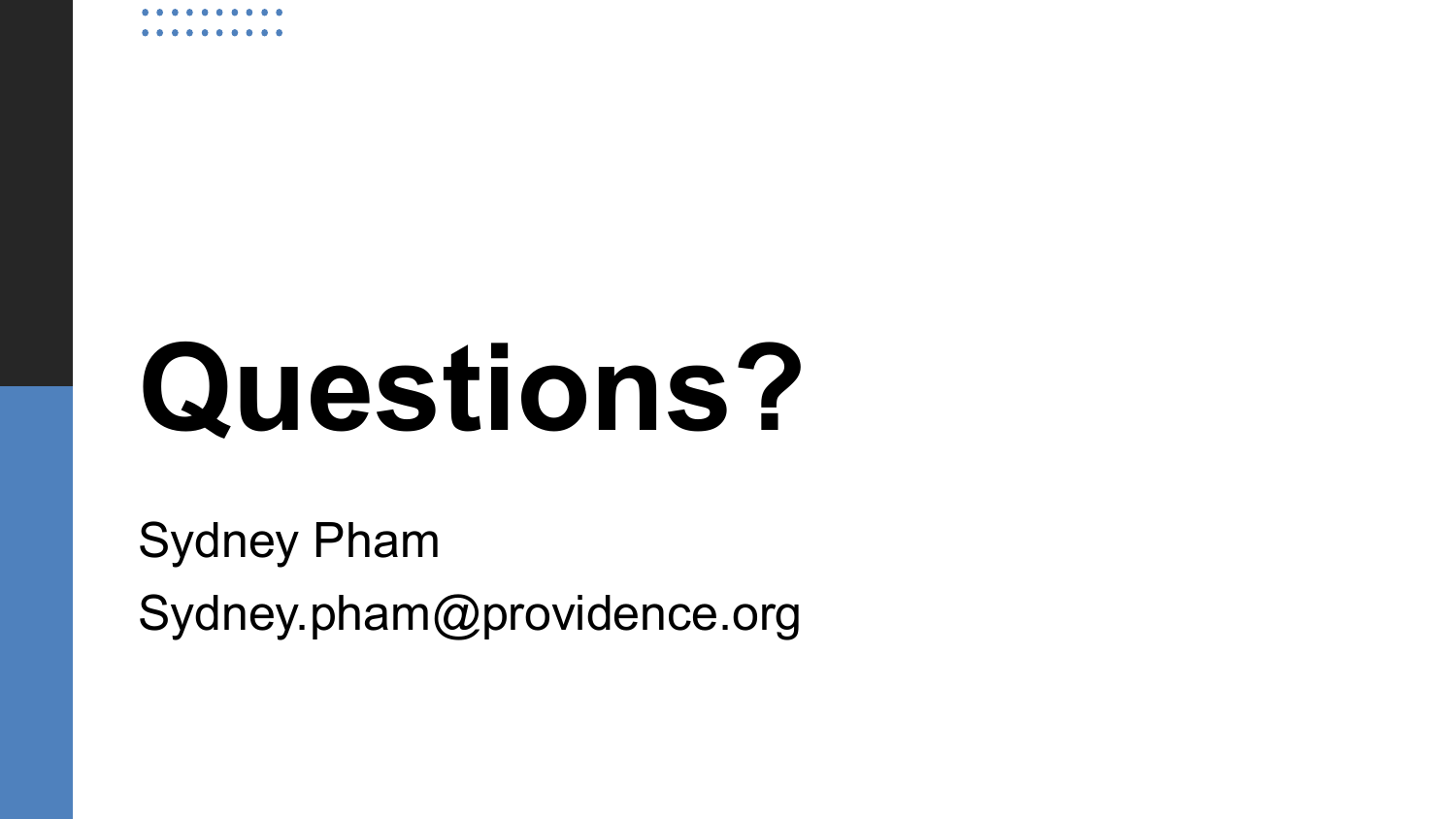# Questions?

Sydney Pham

Sydney.pham@providence.org